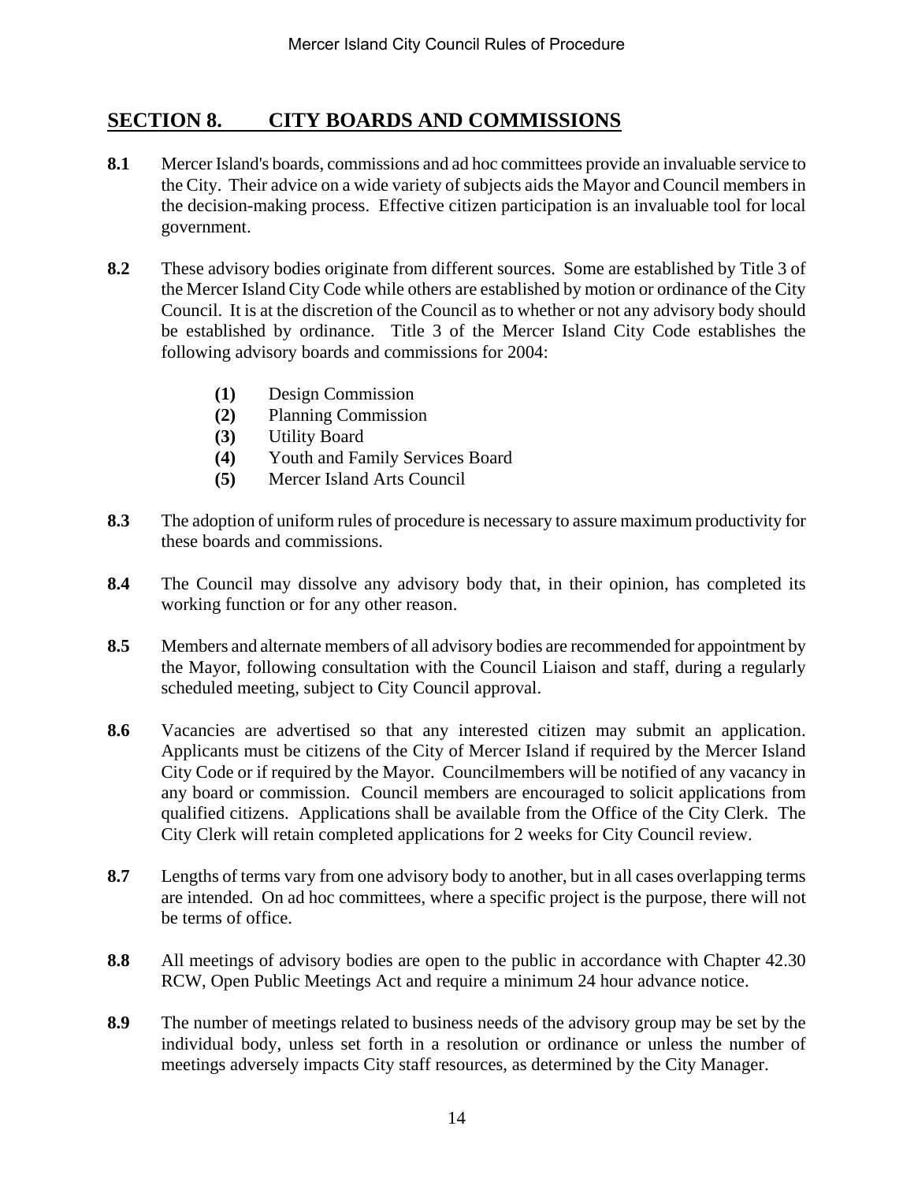## SECTION 8. CITY BOARDS AND COMMISSIONS

**8.1** Mercer Island's boards, commissions and ad hoc committees provide an invaluable service to the City. Their advice on a wide variety of subjects aids the Mayor and Council members in the decision-making process. Effective citizen participation is an invaluable tool for local government.

**8.2** These advisory bodies originate from different sources. Some are established by Title 3 of the Mercer Island City Code while others are established by motion or ordinance of the City Council. It is at the discretion of the Council as to whether or not any advisory body should be established by ordinance. Title 3 of the Mercer Island City Code establishes the following advisory boards and commissions for 2004:

- **(1)** Design Commission
- **(2)** Planning Commission
- **(3)** Utility Board
- **(4)** Youth and Family Services Board
- **(5)** Mercer Island Arts Council

**8.3** The adoption of uniform rules of procedure is necessary to assure maximum productivity for these boards and commissions.

**8.4** The Council may dissolve any advisory body that, in their opinion, has completed its working function or for any other reason.

**8.5** Members and alternate members of all advisory bodies are recommended for appointment by the Mayor, following consultation with the Council Liaison and staff, during a regularly scheduled meeting, subject to City Council approval.

**8.6** Vacancies are advertised so that any interested citizen may submit an application. Applicants must be citizens of the City of Mercer Island if required by the Mercer Island City Code or if required by the Mayor. Councilmembers will be notified of any vacancy in any board or commission. Council members are encouraged to solicit applications from qualified citizens. Applications shall be available from the Office of the City Clerk. The City Clerk will retain completed applications for 2 weeks for City Council review.

**8.7** Lengths of terms vary from one advisory body to another, but in all cases overlapping terms are intended. On ad hoc committees, where a specific project is the purpose, there will not be terms of office.

**8.8** All meetings of advisory bodies are open to the public in accordance with Chapter 42.30 RCW, Open Public Meetings Act and require a minimum 24 hour advance notice.

**8.9** The number of meetings related to business needs of the advisory group may be set by the individual body, unless set forth in a resolution or ordinance or unless the number of meetings adversely impacts City staff resources, as determined by the City Manager.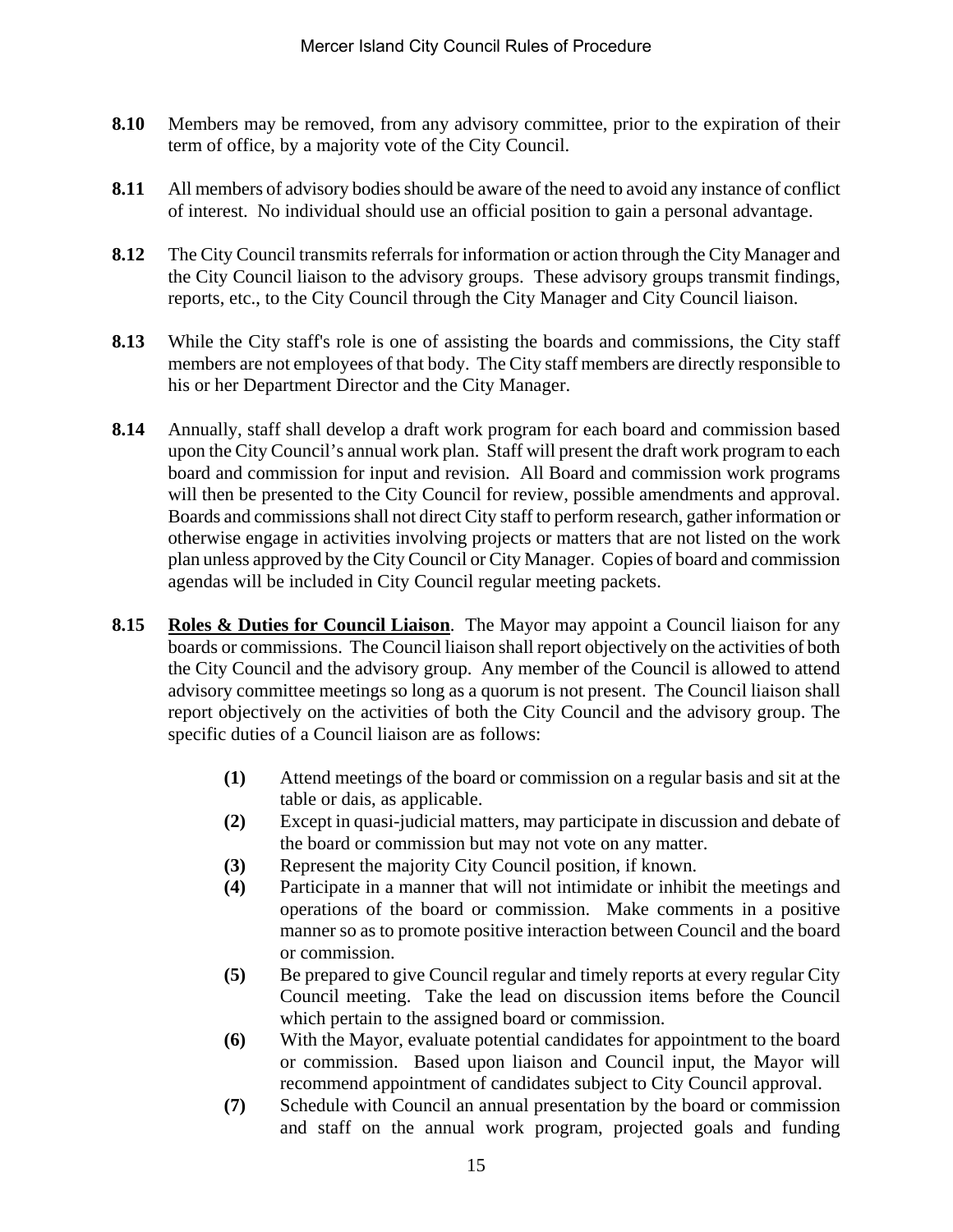**8.10** Members may be removed, from any advisory committee, prior to the expiration of their term of office, by a majority vote of the City Council.

**8.11** All members of advisory bodies should be aware of the need to avoid any instance of conflict of interest. No individual should use an official position to gain a personal advantage.

**8.12** The City Council transmits referrals for information or action through the City Manager and the City Council liaison to the advisory groups. These advisory groups transmit findings, reports, etc., to the City Council through the City Manager and City Council liaison.

**8.13** While the City staff's role is one of assisting the boards and commissions, the City staff members are not employees of that body. The City staff members are directly responsible to his or her Department Director and the City Manager.

**8.14** Annually, staff shall develop a draft work program for each board and commission based upon the City Council's annual work plan. Staff will present the draft work program to each board and commission for input and revision. All Board and commission work programs will then be presented to the City Council for review, possible amendments and approval. Boards and commissions shall not direct City staff to perform research, gather information or otherwise engage in activities involving projects or matters that are not listed on the work plan unless approved by the City Council or City Manager. Copies of board and commission agendas will be included in City Council regular meeting packets.

**8.15** **Roles & Duties for Council Liaison**. The Mayor may appoint a Council liaison for any boards or commissions. The Council liaison shall report objectively on the activities of both the City Council and the advisory group. Any member of the Council is allowed to attend advisory committee meetings so long as a quorum is not present. The Council liaison shall report objectively on the activities of both the City Council and the advisory group. The specific duties of a Council liaison are as follows:

- **(1)** Attend meetings of the board or commission on a regular basis and sit at the table or dais, as applicable.
- **(2)** Except in quasi-judicial matters, may participate in discussion and debate of the board or commission but may not vote on any matter.
- **(3)** Represent the majority City Council position, if known.
- **(4)** Participate in a manner that will not intimidate or inhibit the meetings and operations of the board or commission. Make comments in a positive manner so as to promote positive interaction between Council and the board or commission.
- **(5)** Be prepared to give Council regular and timely reports at every regular City Council meeting. Take the lead on discussion items before the Council which pertain to the assigned board or commission.
- **(6)** With the Mayor, evaluate potential candidates for appointment to the board or commission. Based upon liaison and Council input, the Mayor will recommend appointment of candidates subject to City Council approval.
- **(7)** Schedule with Council an annual presentation by the board or commission and staff on the annual work program, projected goals and funding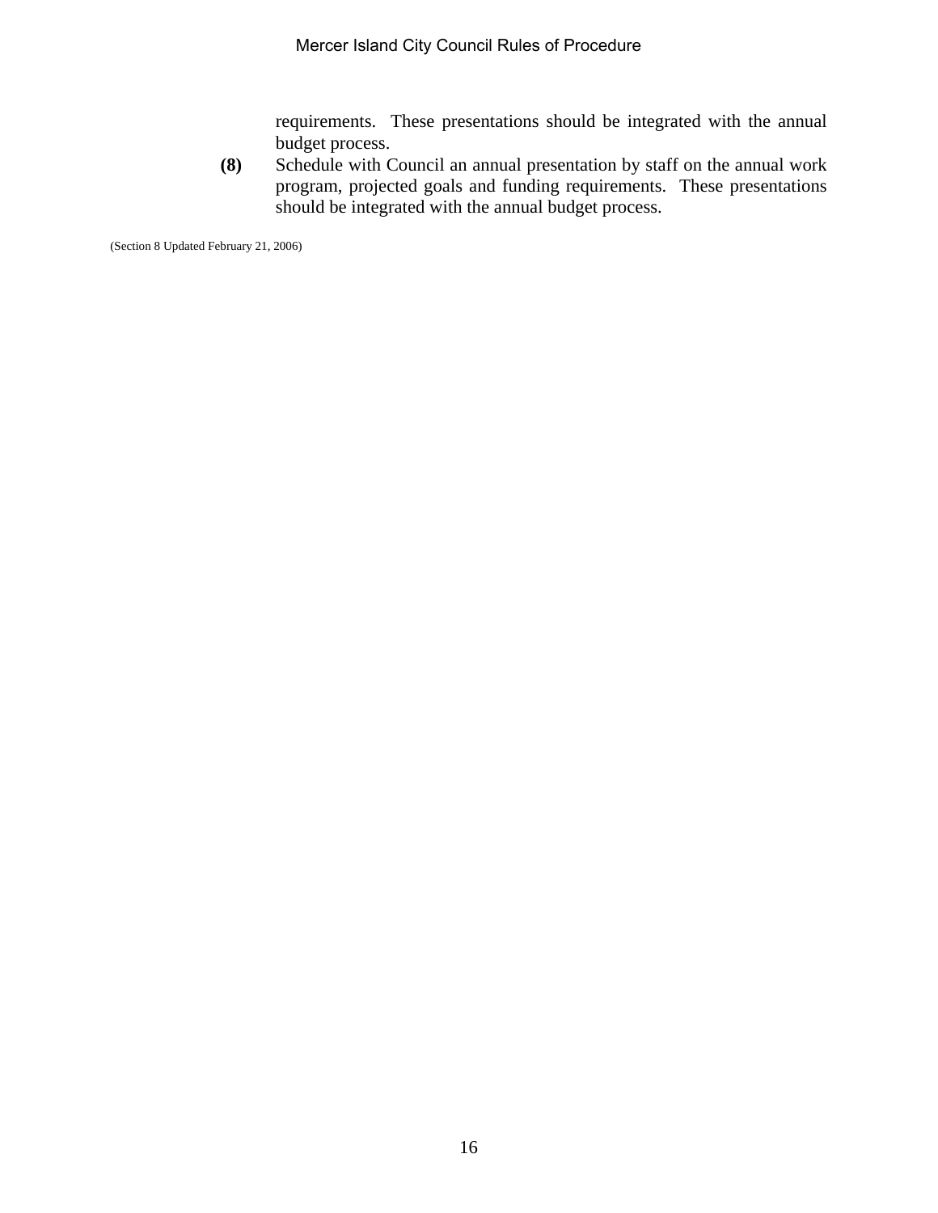requirements. These presentations should be integrated with the annual budget process.

**(8)** Schedule with Council an annual presentation by staff on the annual work program, projected goals and funding requirements. These presentations should be integrated with the annual budget process.

(Section 8 Updated February 21, 2006)